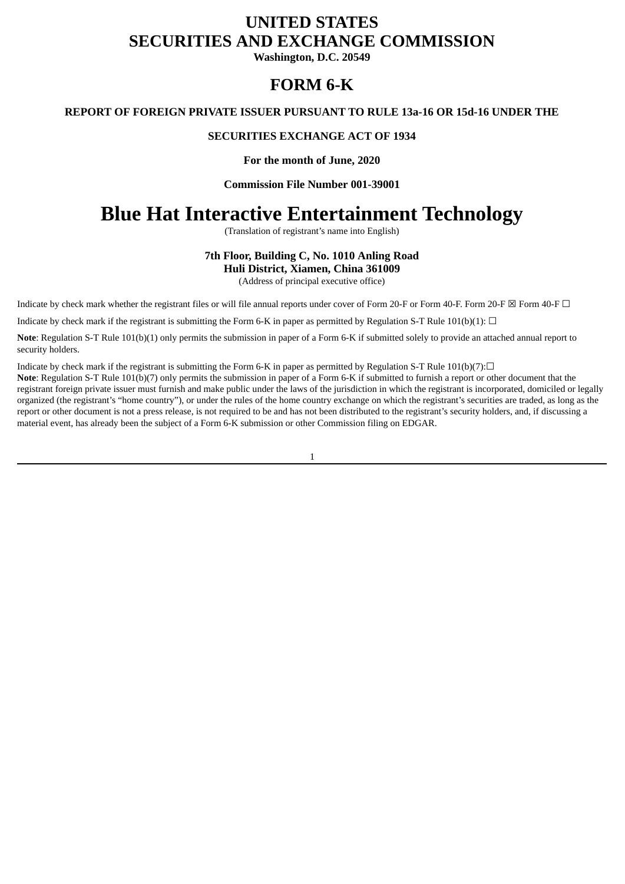# UNITED STATES
# SECURITIES AND EXCHANGE COMMISSION

**Washington, D.C. 20549**

# FORM 6-K

**REPORT OF FOREIGN PRIVATE ISSUER PURSUANT TO RULE 13a-16 OR 15d-16 UNDER THE**

**SECURITIES EXCHANGE ACT OF 1934**

**For the month of June, 2020**

**Commission File Number 001-39001**

# Blue Hat Interactive Entertainment Technology

(Translation of registrant's name into English)

**7th Floor, Building C, No. 1010 Anling Road**
**Huli District, Xiamen, China 361009**
(Address of principal executive office)

Indicate by check mark whether the registrant files or will file annual reports under cover of Form 20-F or Form 40-F. Form 20-F ☒ Form 40-F ☐

Indicate by check mark if the registrant is submitting the Form 6-K in paper as permitted by Regulation S-T Rule 101(b)(1): ☐

**Note**: Regulation S-T Rule 101(b)(1) only permits the submission in paper of a Form 6-K if submitted solely to provide an attached annual report to security holders.

Indicate by check mark if the registrant is submitting the Form 6-K in paper as permitted by Regulation S-T Rule 101(b)(7):☐
**Note**: Regulation S-T Rule 101(b)(7) only permits the submission in paper of a Form 6-K if submitted to furnish a report or other document that the registrant foreign private issuer must furnish and make public under the laws of the jurisdiction in which the registrant is incorporated, domiciled or legally organized (the registrant's "home country"), or under the rules of the home country exchange on which the registrant's securities are traded, as long as the report or other document is not a press release, is not required to be and has not been distributed to the registrant's security holders, and, if discussing a material event, has already been the subject of a Form 6-K submission or other Commission filing on EDGAR.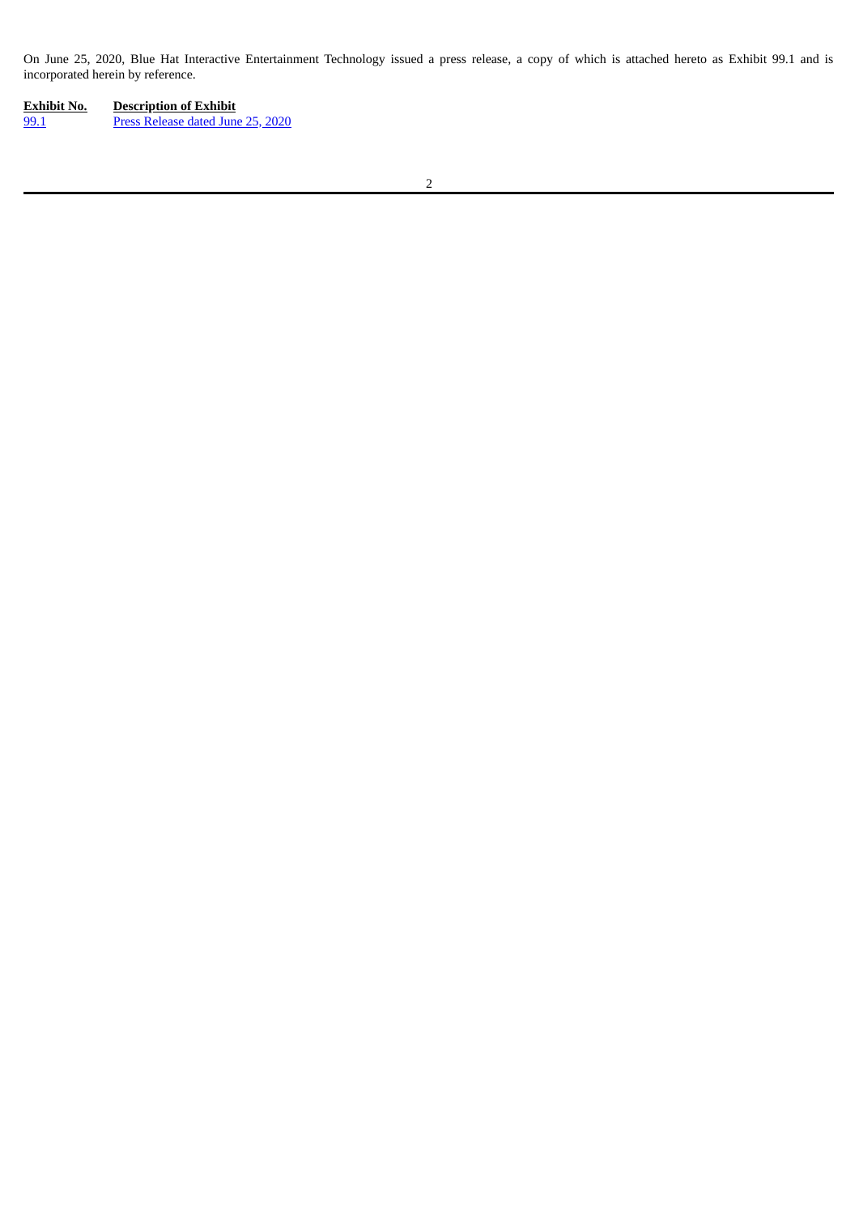On June 25, 2020, Blue Hat Interactive Entertainment Technology issued a press release, a copy of which is attached hereto as Exhibit 99.1 and is incorporated herein by reference.

| Exhibit No. | Description of Exhibit |
| --- | --- |
| 99.1 | Press Release dated June 25, 2020 |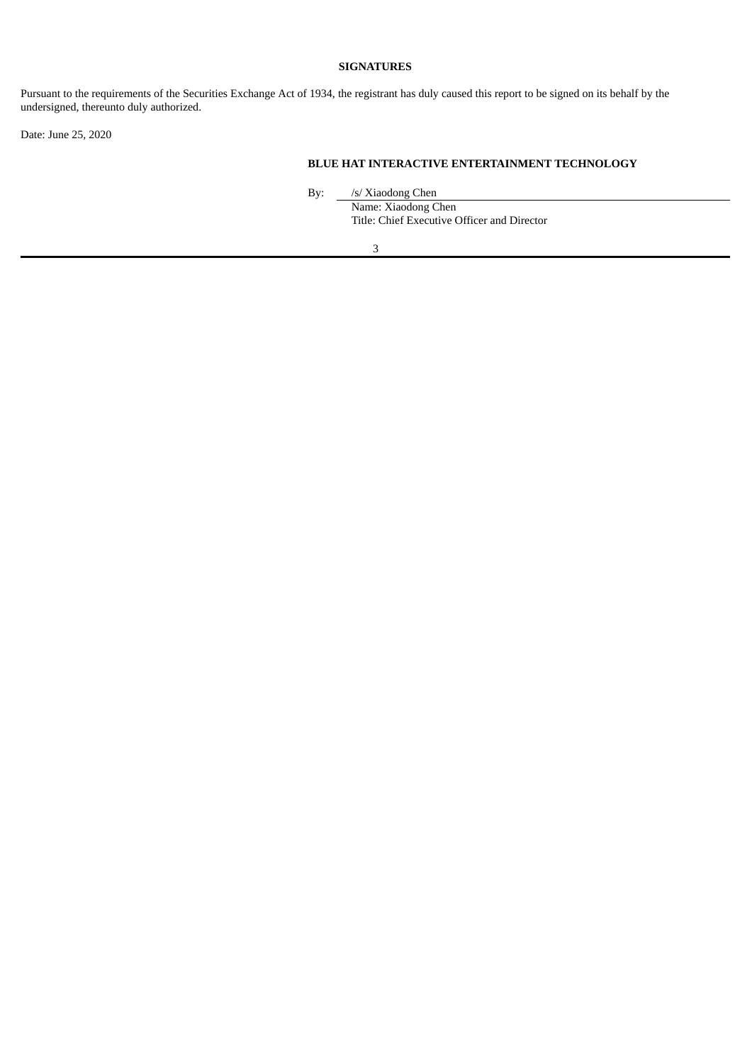**SIGNATURES**

Pursuant to the requirements of the Securities Exchange Act of 1934, the registrant has duly caused this report to be signed on its behalf by the undersigned, thereunto duly authorized.

Date: June 25, 2020

**BLUE HAT INTERACTIVE ENTERTAINMENT TECHNOLOGY**

By: /s/ Xiaodong Chen
Name: Xiaodong Chen
Title: Chief Executive Officer and Director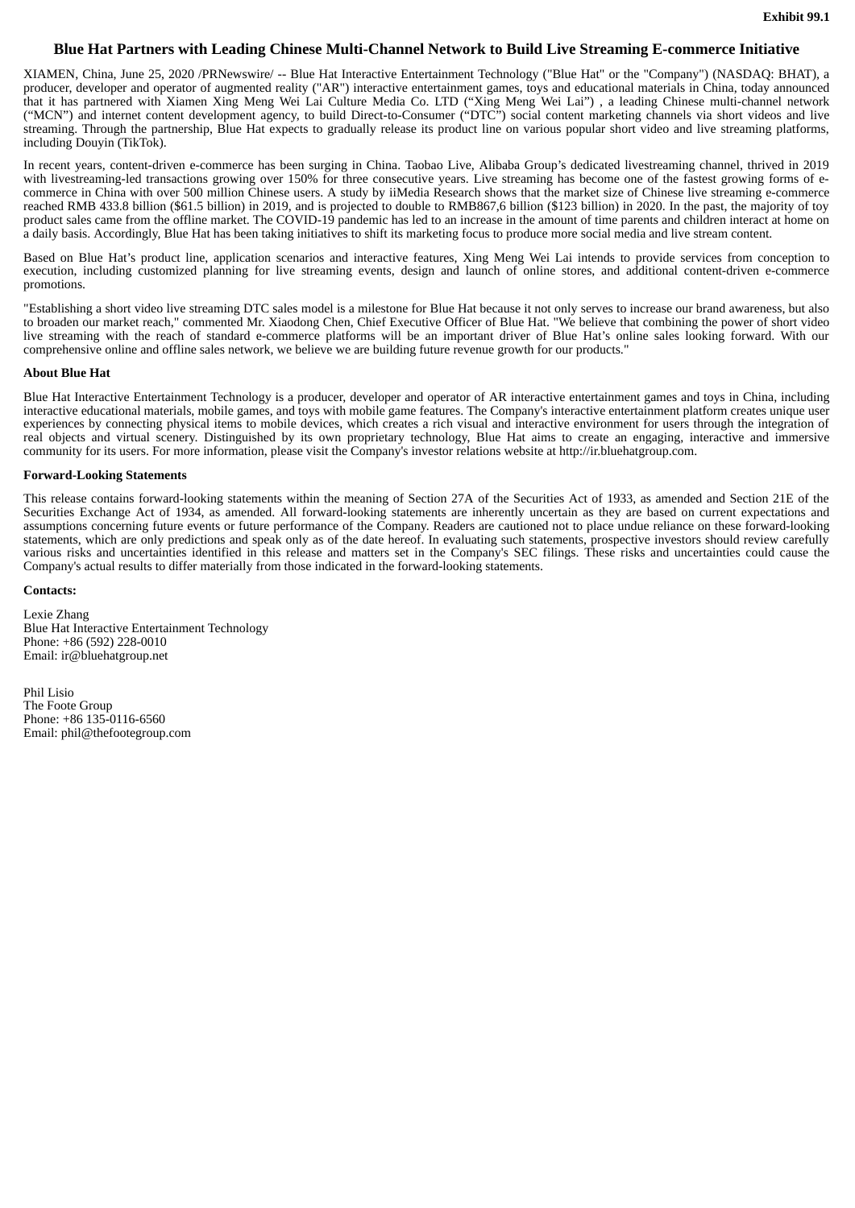**Exhibit 99.1**

# Blue Hat Partners with Leading Chinese Multi-Channel Network to Build Live Streaming E-commerce Initiative

XIAMEN, China, June 25, 2020 /PRNewswire/ -- Blue Hat Interactive Entertainment Technology ("Blue Hat" or the "Company") (NASDAQ: BHAT), a producer, developer and operator of augmented reality ("AR") interactive entertainment games, toys and educational materials in China, today announced that it has partnered with Xiamen Xing Meng Wei Lai Culture Media Co. LTD ("Xing Meng Wei Lai") , a leading Chinese multi-channel network ("MCN") and internet content development agency, to build Direct-to-Consumer ("DTC") social content marketing channels via short videos and live streaming. Through the partnership, Blue Hat expects to gradually release its product line on various popular short video and live streaming platforms, including Douyin (TikTok).

In recent years, content-driven e-commerce has been surging in China. Taobao Live, Alibaba Group's dedicated livestreaming channel, thrived in 2019 with livestreaming-led transactions growing over 150% for three consecutive years. Live streaming has become one of the fastest growing forms of e-commerce in China with over 500 million Chinese users. A study by iiMedia Research shows that the market size of Chinese live streaming e-commerce reached RMB 433.8 billion ($61.5 billion) in 2019, and is projected to double to RMB867,6 billion ($123 billion) in 2020. In the past, the majority of toy product sales came from the offline market. The COVID-19 pandemic has led to an increase in the amount of time parents and children interact at home on a daily basis. Accordingly, Blue Hat has been taking initiatives to shift its marketing focus to produce more social media and live stream content.

Based on Blue Hat's product line, application scenarios and interactive features, Xing Meng Wei Lai intends to provide services from conception to execution, including customized planning for live streaming events, design and launch of online stores, and additional content-driven e-commerce promotions.

"Establishing a short video live streaming DTC sales model is a milestone for Blue Hat because it not only serves to increase our brand awareness, but also to broaden our market reach," commented Mr. Xiaodong Chen, Chief Executive Officer of Blue Hat. "We believe that combining the power of short video live streaming with the reach of standard e-commerce platforms will be an important driver of Blue Hat's online sales looking forward. With our comprehensive online and offline sales network, we believe we are building future revenue growth for our products."

**About Blue Hat**

Blue Hat Interactive Entertainment Technology is a producer, developer and operator of AR interactive entertainment games and toys in China, including interactive educational materials, mobile games, and toys with mobile game features. The Company's interactive entertainment platform creates unique user experiences by connecting physical items to mobile devices, which creates a rich visual and interactive environment for users through the integration of real objects and virtual scenery. Distinguished by its own proprietary technology, Blue Hat aims to create an engaging, interactive and immersive community for its users. For more information, please visit the Company's investor relations website at http://ir.bluehatgroup.com.

**Forward-Looking Statements**

This release contains forward-looking statements within the meaning of Section 27A of the Securities Act of 1933, as amended and Section 21E of the Securities Exchange Act of 1934, as amended. All forward-looking statements are inherently uncertain as they are based on current expectations and assumptions concerning future events or future performance of the Company. Readers are cautioned not to place undue reliance on these forward-looking statements, which are only predictions and speak only as of the date hereof. In evaluating such statements, prospective investors should review carefully various risks and uncertainties identified in this release and matters set in the Company's SEC filings. These risks and uncertainties could cause the Company's actual results to differ materially from those indicated in the forward-looking statements.

**Contacts:**

Lexie Zhang
Blue Hat Interactive Entertainment Technology
Phone: +86 (592) 228-0010
Email: ir@bluehatgroup.net

Phil Lisio
The Foote Group
Phone: +86 135-0116-6560
Email: phil@thefootegroup.com